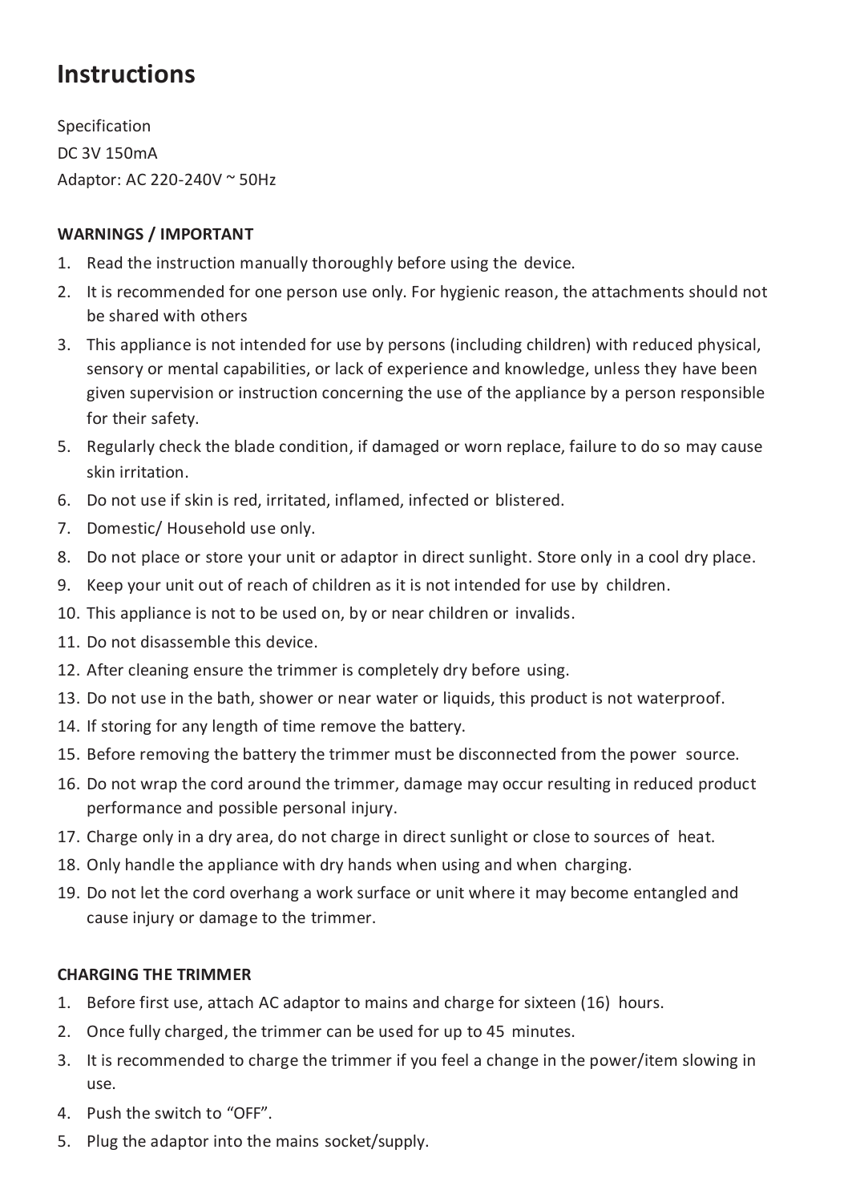# Instructions

Specification

DC 3V 150mA

Adaptor: AC 220-240V ~ 50Hz

**WARNINGS / IMPORTANT**

1. Read the instruction manually thoroughly before using the device.
2. It is recommended for one person use only. For hygienic reason, the attachments should not be shared with others
3. This appliance is not intended for use by persons (including children) with reduced physical, sensory or mental capabilities, or lack of experience and knowledge, unless they have been given supervision or instruction concerning the use of the appliance by a person responsible for their safety.
5. Regularly check the blade condition, if damaged or worn replace, failure to do so may cause skin irritation.
6. Do not use if skin is red, irritated, inflamed, infected or blistered.
7. Domestic/ Household use only.
8. Do not place or store your unit or adaptor in direct sunlight. Store only in a cool dry place.
9. Keep your unit out of reach of children as it is not intended for use by children.
10. This appliance is not to be used on, by or near children or invalids.
11. Do not disassemble this device.
12. After cleaning ensure the trimmer is completely dry before using.
13. Do not use in the bath, shower or near water or liquids, this product is not waterproof.
14. If storing for any length of time remove the battery.
15. Before removing the battery the trimmer must be disconnected from the power source.
16. Do not wrap the cord around the trimmer, damage may occur resulting in reduced product performance and possible personal injury.
17. Charge only in a dry area, do not charge in direct sunlight or close to sources of heat.
18. Only handle the appliance with dry hands when using and when charging.
19. Do not let the cord overhang a work surface or unit where it may become entangled and cause injury or damage to the trimmer.

**CHARGING THE TRIMMER**

1. Before first use, attach AC adaptor to mains and charge for sixteen (16) hours.
2. Once fully charged, the trimmer can be used for up to 45 minutes.
3. It is recommended to charge the trimmer if you feel a change in the power/item slowing in use.
4. Push the switch to "OFF".
5. Plug the adaptor into the mains socket/supply.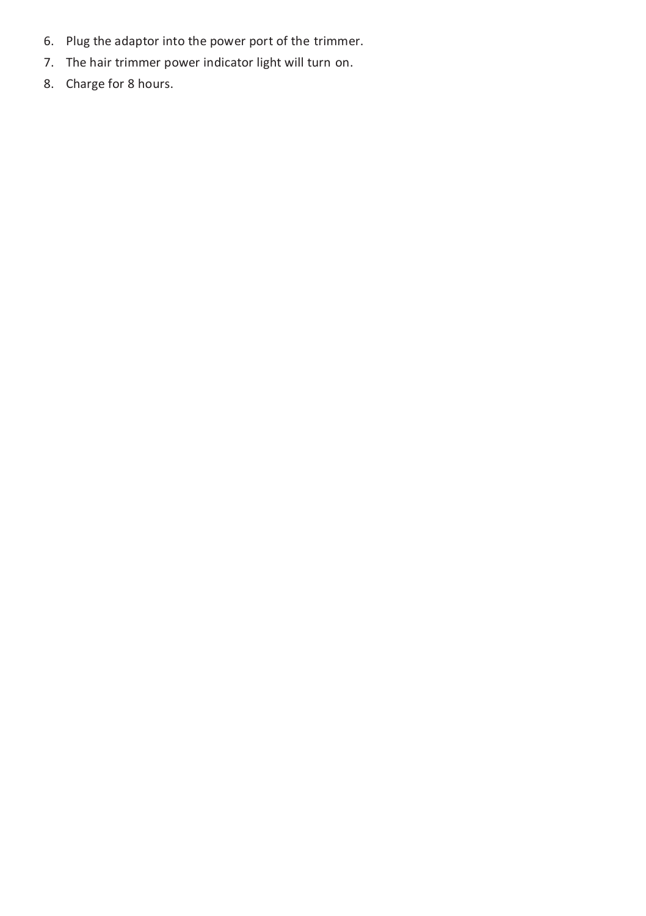6. Plug the adaptor into the power port of the trimmer.
7. The hair trimmer power indicator light will turn on.
8. Charge for 8 hours.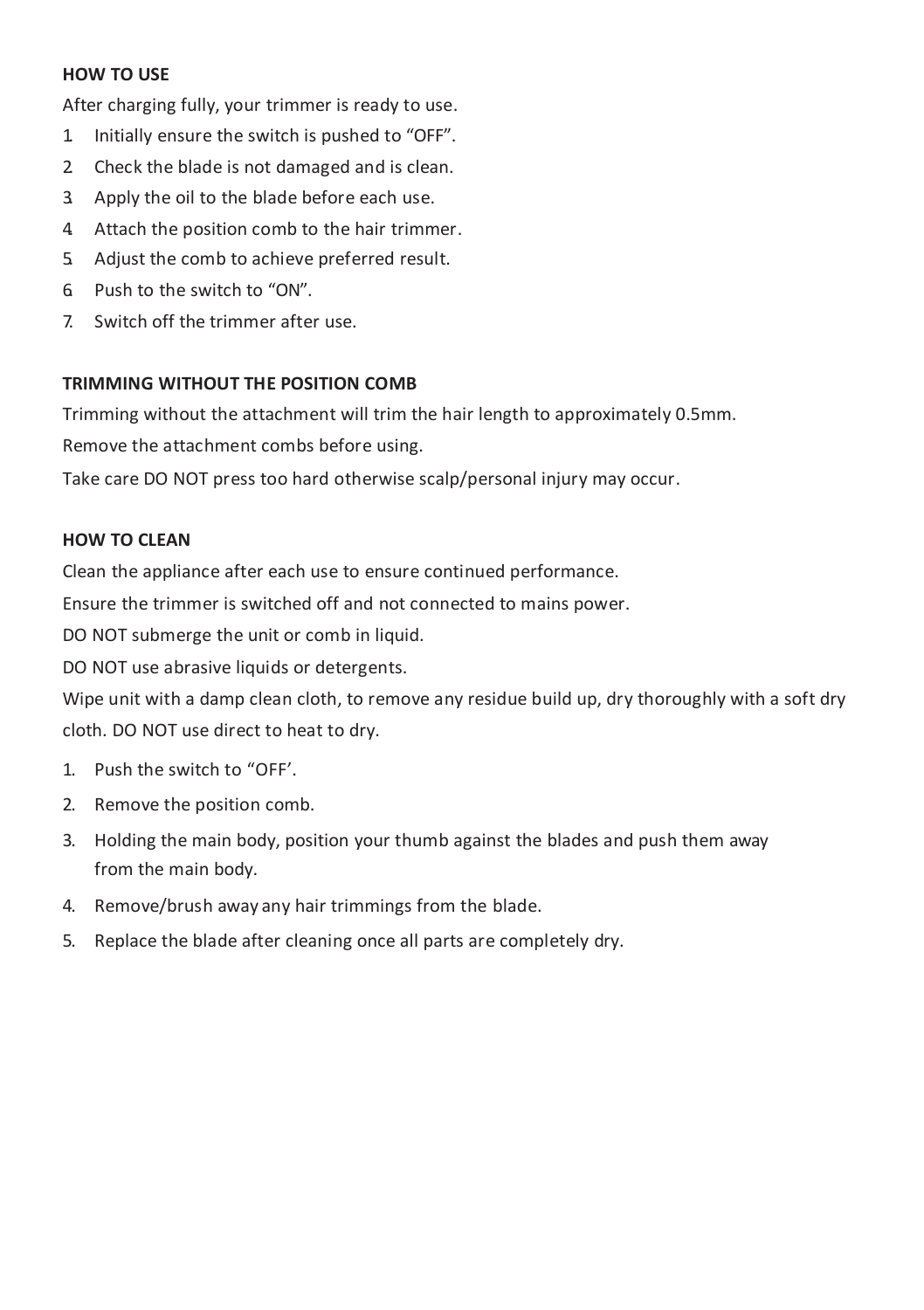**HOW TO USE**

After charging fully, your trimmer is ready to use.

1. Initially ensure the switch is pushed to “OFF”.
2. Check the blade is not damaged and is clean.
3. Apply the oil to the blade before each use.
4. Attach the position comb to the hair trimmer.
5. Adjust the comb to achieve preferred result.
6. Push to the switch to “ON”.
7. Switch off the trimmer after use.

**TRIMMING WITHOUT THE POSITION COMB**

Trimming without the attachment will trim the hair length to approximately 0.5mm.

Remove the attachment combs before using.

Take care DO NOT press too hard otherwise scalp/personal injury may occur.

**HOW TO CLEAN**

Clean the appliance after each use to ensure continued performance.

Ensure the trimmer is switched off and not connected to mains power.

DO NOT submerge the unit or comb in liquid.

DO NOT use abrasive liquids or detergents.

Wipe unit with a damp clean cloth, to remove any residue build up, dry thoroughly with a soft dry cloth. DO NOT use direct to heat to dry.

1. Push the switch to “OFF’.
2. Remove the position comb.
3. Holding the main body, position your thumb against the blades and push them away from the main body.
4. Remove/brush away any hair trimmings from the blade.
5. Replace the blade after cleaning once all parts are completely dry.